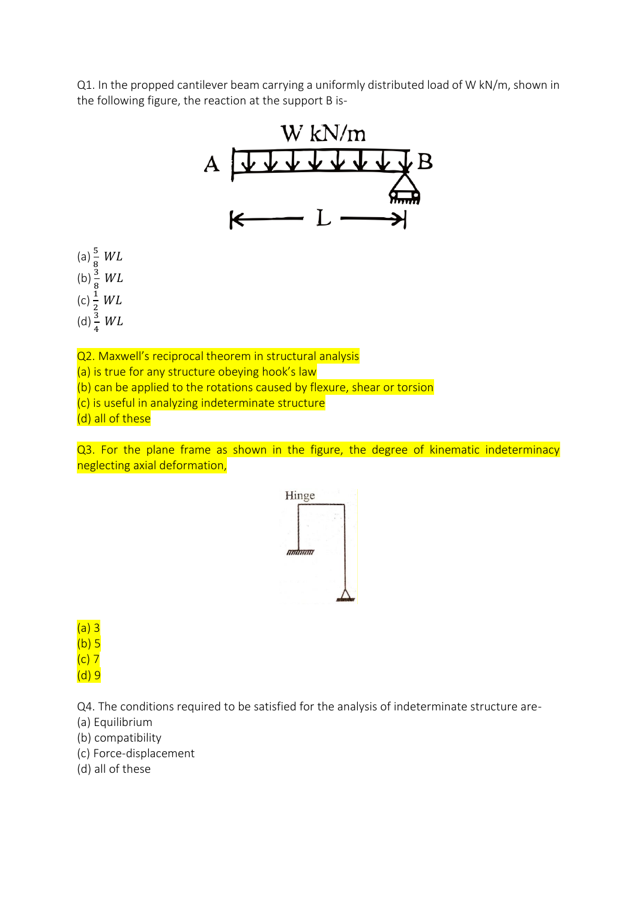Q1. In the propped cantilever beam carrying a uniformly distributed load of W kN/m, shown in the following figure, the reaction at the support B is-

(a) $\frac{5}{8}\ WL$
(b) $\frac{3}{8}\ WL$
(c) $\frac{1}{2}\ WL$
(d) $\frac{3}{4}\ WL$

Q2. Maxwell's reciprocal theorem in structural analysis
(a) is true for any structure obeying hook's law
(b) can be applied to the rotations caused by flexure, shear or torsion
(c) is useful in analyzing indeterminate structure
(d) all of these

Q3. For the plane frame as shown in the figure, the degree of kinematic indeterminacy neglecting axial deformation,

(a) 3
(b) 5
(c) 7
(d) 9

Q4. The conditions required to be satisfied for the analysis of indeterminate structure are-
(a) Equilibrium
(b) compatibility
(c) Force-displacement
(d) all of these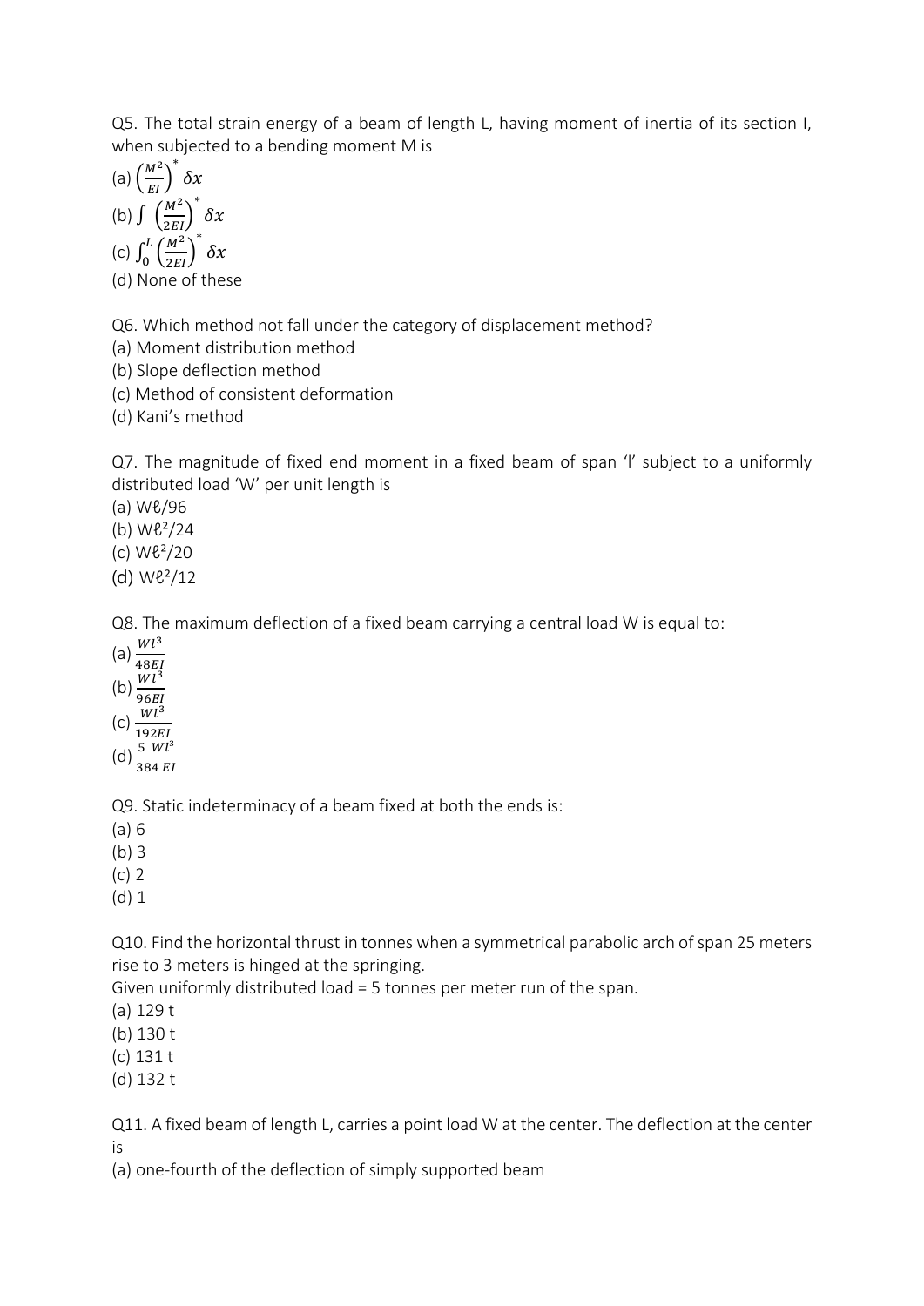Q5. The total strain energy of a beam of length L, having moment of inertia of its section I, when subjected to a bending moment M is

(a) $\left(\frac{M^2}{EI}\right)^* \delta x$

(b) $\int \left(\frac{M^2}{2EI}\right)^* \delta x$

(c) $\int_0^L \left(\frac{M^2}{2EI}\right)^* \delta x$

(d) None of these

Q6. Which method not fall under the category of displacement method?

(a) Moment distribution method

(b) Slope deflection method

(c) Method of consistent deformation

(d) Kani's method

Q7. The magnitude of fixed end moment in a fixed beam of span 'l' subject to a uniformly distributed load 'W' per unit length is

(a) $W\ell/96$

(b) $W\ell^2/24$

(c) $W\ell^2/20$

(d) $W\ell^2/12$

Q8. The maximum deflection of a fixed beam carrying a central load W is equal to:

(a) $\frac{Wl^3}{48EI}$

(b) $\frac{Wl^3}{96EI}$

(c) $\frac{Wl^3}{192EI}$

(d) $\frac{5\ Wl^3}{384\ EI}$

Q9. Static indeterminacy of a beam fixed at both the ends is:

(a) 6

(b) 3

(c) 2

(d) 1

Q10. Find the horizontal thrust in tonnes when a symmetrical parabolic arch of span 25 meters rise to 3 meters is hinged at the springing.

Given uniformly distributed load = 5 tonnes per meter run of the span.

(a) 129 t

(b) 130 t

(c) 131 t

(d) 132 t

Q11. A fixed beam of length L, carries a point load W at the center. The deflection at the center is

(a) one-fourth of the deflection of simply supported beam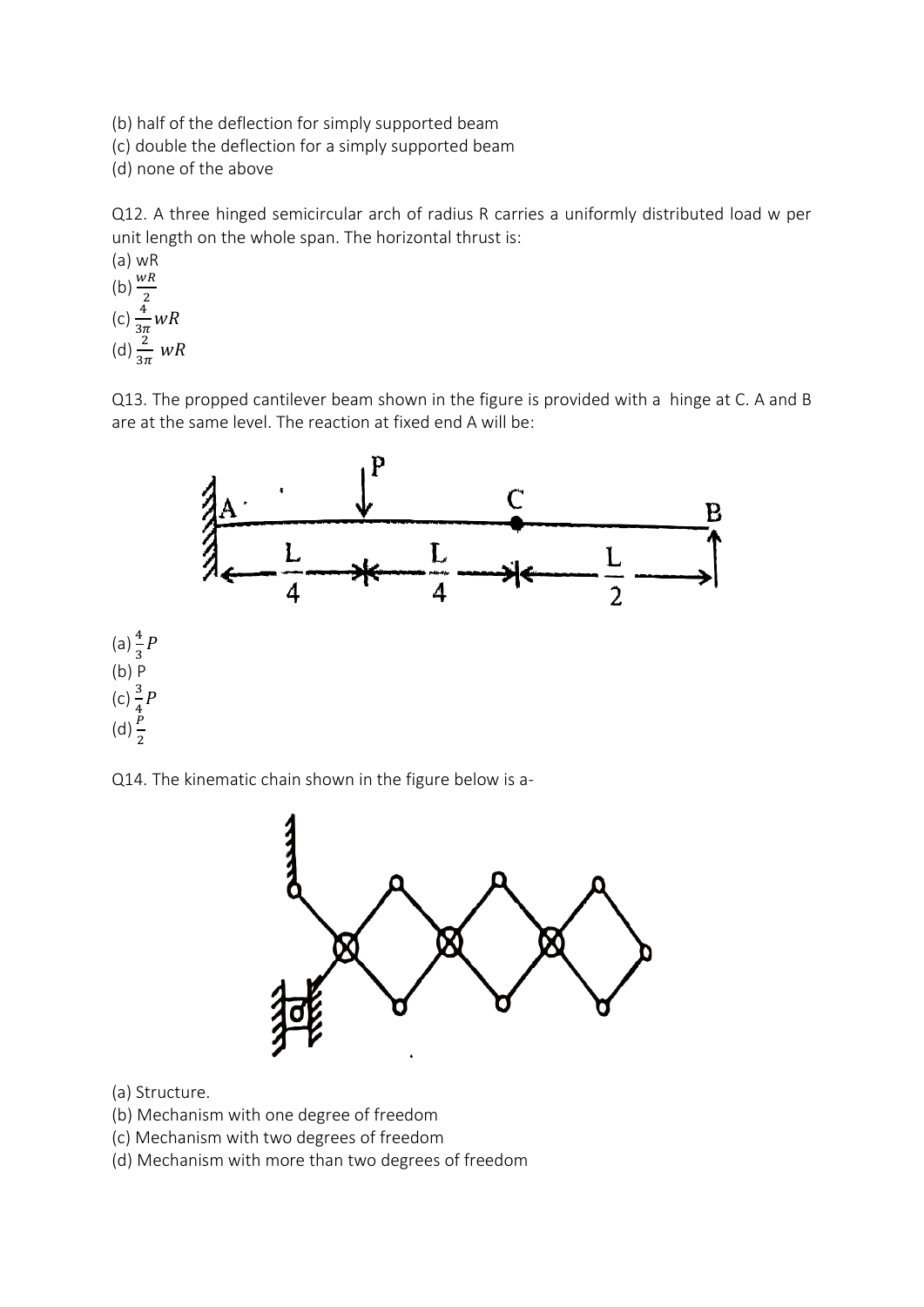(b) half of the deflection for simply supported beam
(c) double the deflection for a simply supported beam
(d) none of the above

Q12. A three hinged semicircular arch of radius R carries a uniformly distributed load w per unit length on the whole span. The horizontal thrust is:

(a) wR
(b) $\frac{wR}{2}$
(c) $\frac{4}{3\pi}wR$
(d) $\frac{2}{3\pi}\ wR$

Q13. The propped cantilever beam shown in the figure is provided with a hinge at C. A and B are at the same level. The reaction at fixed end A will be:

(a) $\frac{4}{3}P$
(b) P
(c) $\frac{3}{4}P$
(d) $\frac{P}{2}$

Q14. The kinematic chain shown in the figure below is a-

(a) Structure.
(b) Mechanism with one degree of freedom
(c) Mechanism with two degrees of freedom
(d) Mechanism with more than two degrees of freedom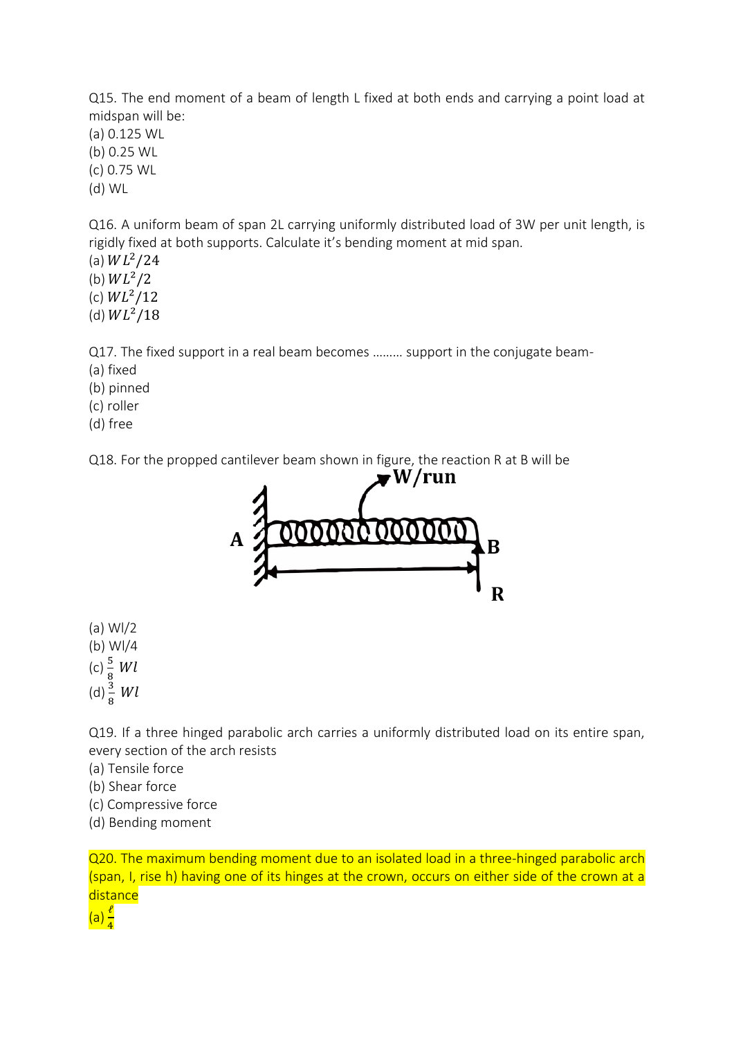Q15. The end moment of a beam of length L fixed at both ends and carrying a point load at midspan will be:

(a) 0.125 WL
(b) 0.25 WL
(c) 0.75 WL
(d) WL

Q16. A uniform beam of span 2L carrying uniformly distributed load of 3W per unit length, is rigidly fixed at both supports. Calculate it's bending moment at mid span.

(a) $WL^2/24$
(b) $WL^2/2$
(c) $WL^2/12$
(d) $WL^2/18$

Q17. The fixed support in a real beam becomes ……… support in the conjugate beam-

(a) fixed
(b) pinned
(c) roller
(d) free

Q18. For the propped cantilever beam shown in figure, the reaction R at B will be

(a) Wl/2
(b) Wl/4
(c) $\frac{5}{8}\ Wl$
(d) $\frac{3}{8}\ Wl$

Q19. If a three hinged parabolic arch carries a uniformly distributed load on its entire span, every section of the arch resists

(a) Tensile force
(b) Shear force
(c) Compressive force
(d) Bending moment

Q20. The maximum bending moment due to an isolated load in a three-hinged parabolic arch (span, l, rise h) having one of its hinges at the crown, occurs on either side of the crown at a distance

(a) $\frac{\ell}{4}$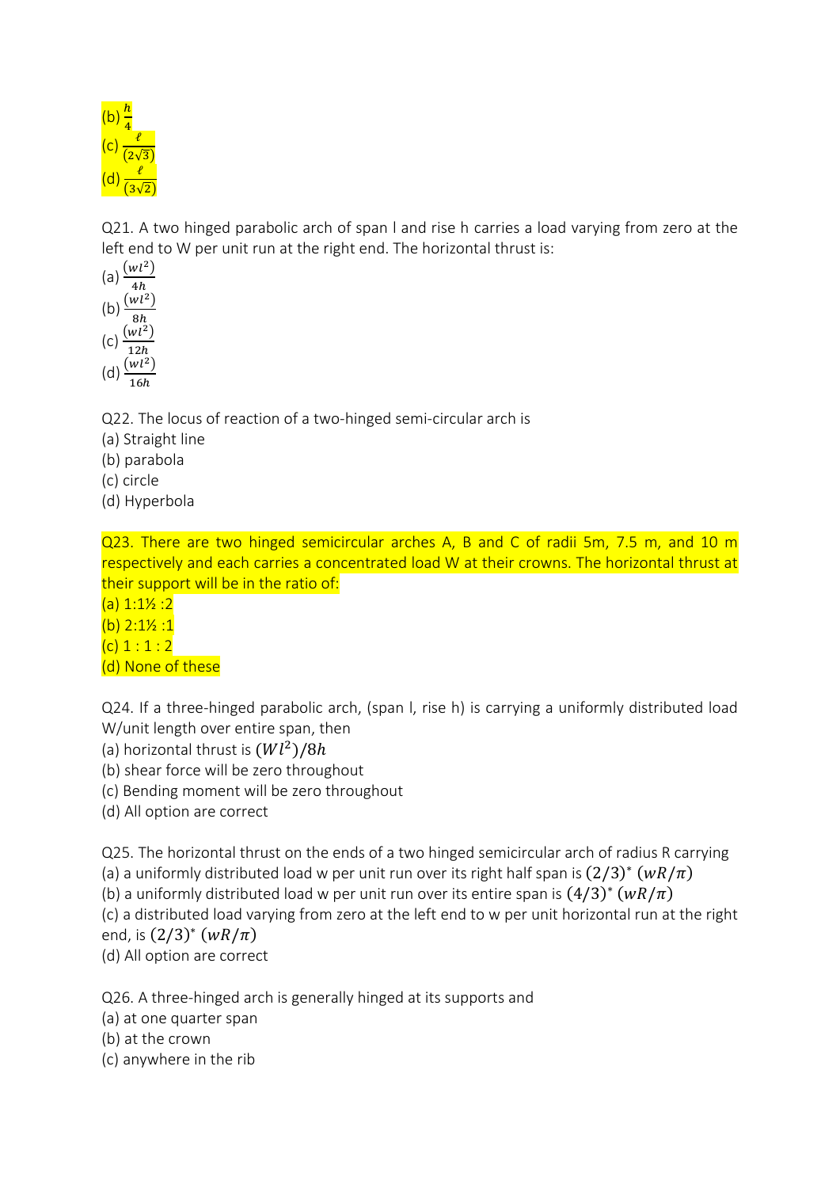(b) $\frac{h}{4}$
(c) $\frac{\ell}{(2\sqrt{3})}$
(d) $\frac{\ell}{(3\sqrt{2})}$

Q21. A two hinged parabolic arch of span l and rise h carries a load varying from zero at the left end to W per unit run at the right end. The horizontal thrust is:
(a) $\frac{(wl^2)}{4h}$
(b) $\frac{(wl^2)}{8h}$
(c) $\frac{(wl^2)}{12h}$
(d) $\frac{(wl^2)}{16h}$

Q22. The locus of reaction of a two-hinged semi-circular arch is
(a) Straight line
(b) parabola
(c) circle
(d) Hyperbola

Q23. There are two hinged semicircular arches A, B and C of radii 5m, 7.5 m, and 10 m respectively and each carries a concentrated load W at their crowns. The horizontal thrust at their support will be in the ratio of:
(a) 1:1½ :2
(b) 2:1½ :1
(c) 1 : 1 : 2
(d) None of these

Q24. If a three-hinged parabolic arch, (span l, rise h) is carrying a uniformly distributed load W/unit length over entire span, then
(a) horizontal thrust is $(Wl^2)/8h$
(b) shear force will be zero throughout
(c) Bending moment will be zero throughout
(d) All option are correct

Q25. The horizontal thrust on the ends of a two hinged semicircular arch of radius R carrying
(a) a uniformly distributed load w per unit run over its right half span is $(2/3)^* \ (wR/\pi)$
(b) a uniformly distributed load w per unit run over its entire span is $(4/3)^* \ (wR/\pi)$
(c) a distributed load varying from zero at the left end to w per unit horizontal run at the right end, is $(2/3)^* \ (wR/\pi)$
(d) All option are correct

Q26. A three-hinged arch is generally hinged at its supports and
(a) at one quarter span
(b) at the crown
(c) anywhere in the rib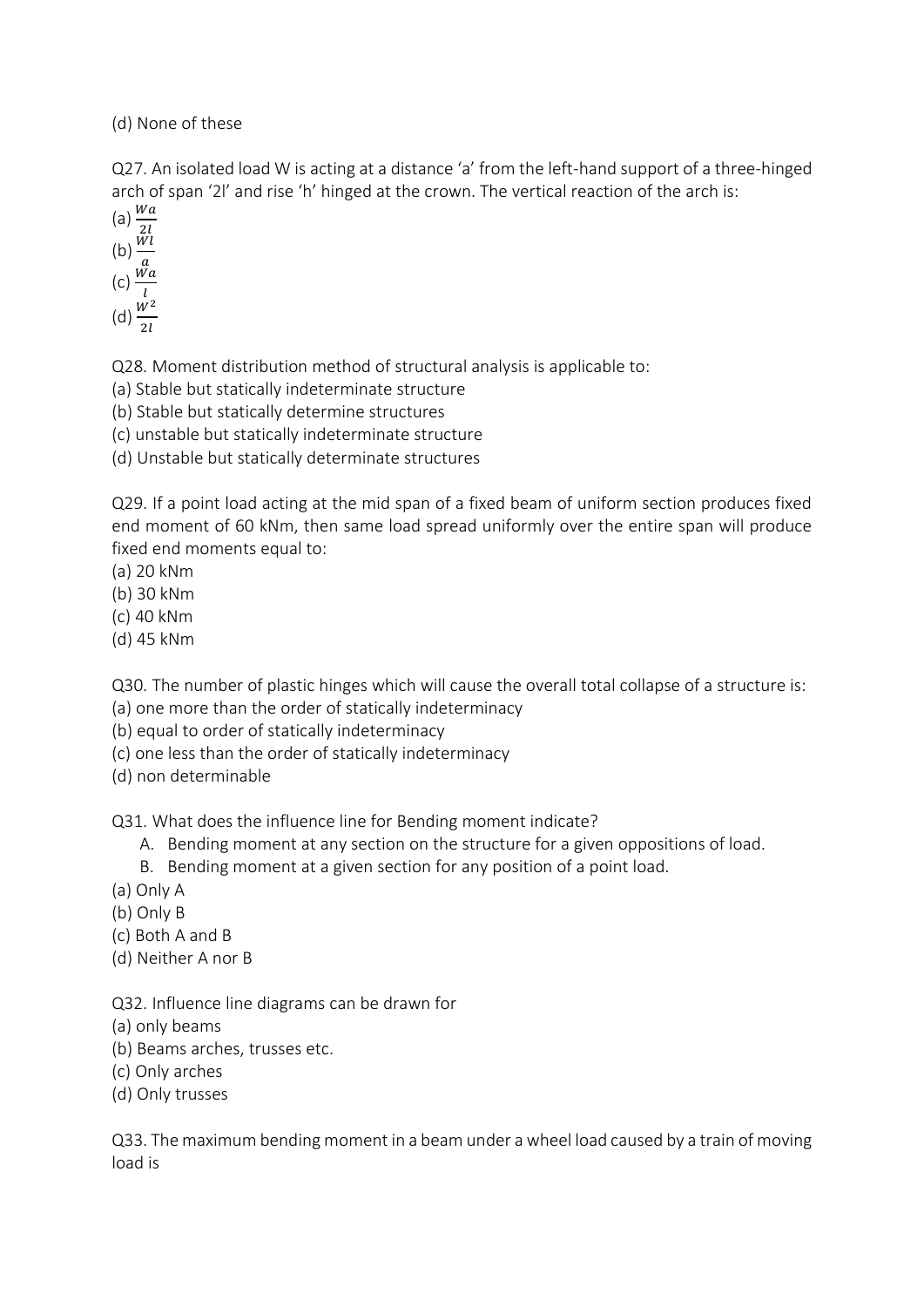(d) None of these

Q27. An isolated load W is acting at a distance 'a' from the left-hand support of a three-hinged arch of span '2l' and rise 'h' hinged at the crown. The vertical reaction of the arch is:

(a) $\frac{Wa}{2l}$

(b) $\frac{Wl}{a}$

(c) $\frac{Wa}{l}$

(d) $\frac{W^2}{2l}$

Q28. Moment distribution method of structural analysis is applicable to:

(a) Stable but statically indeterminate structure

(b) Stable but statically determine structures

(c) unstable but statically indeterminate structure

(d) Unstable but statically determinate structures

Q29. If a point load acting at the mid span of a fixed beam of uniform section produces fixed end moment of 60 kNm, then same load spread uniformly over the entire span will produce fixed end moments equal to:

(a) 20 kNm

(b) 30 kNm

(c) 40 kNm

(d) 45 kNm

Q30. The number of plastic hinges which will cause the overall total collapse of a structure is:

(a) one more than the order of statically indeterminacy

(b) equal to order of statically indeterminacy

(c) one less than the order of statically indeterminacy

(d) non determinable

Q31. What does the influence line for Bending moment indicate?

A. Bending moment at any section on the structure for a given oppositions of load.
B. Bending moment at a given section for any position of a point load.

(a) Only A

(b) Only B

(c) Both A and B

(d) Neither A nor B

Q32. Influence line diagrams can be drawn for

(a) only beams

(b) Beams arches, trusses etc.

(c) Only arches

(d) Only trusses

Q33. The maximum bending moment in a beam under a wheel load caused by a train of moving load is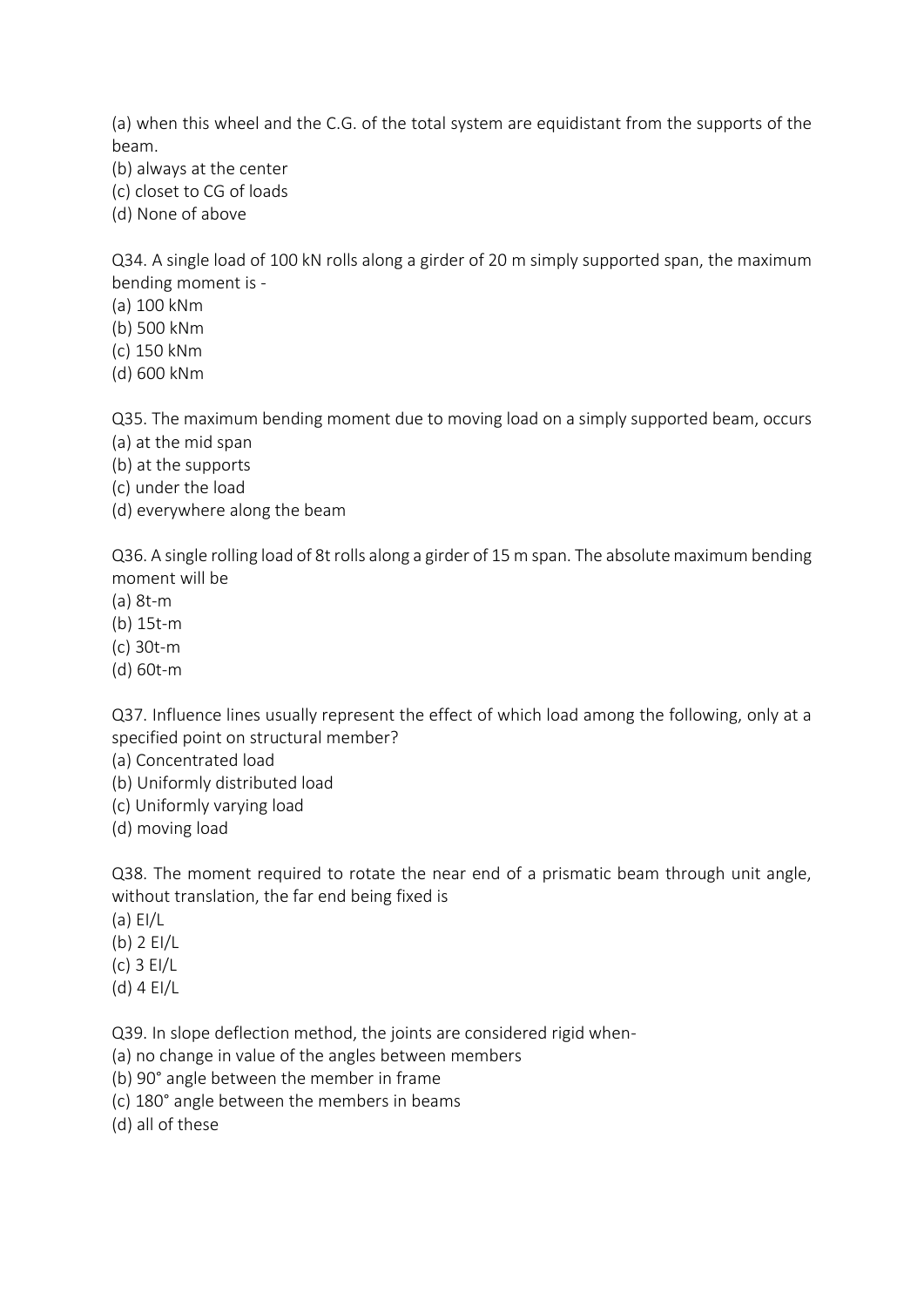(a) when this wheel and the C.G. of the total system are equidistant from the supports of the beam.
(b) always at the center
(c) closet to CG of loads
(d) None of above

Q34. A single load of 100 kN rolls along a girder of 20 m simply supported span, the maximum bending moment is -
(a) 100 kNm
(b) 500 kNm
(c) 150 kNm
(d) 600 kNm

Q35. The maximum bending moment due to moving load on a simply supported beam, occurs
(a) at the mid span
(b) at the supports
(c) under the load
(d) everywhere along the beam

Q36. A single rolling load of 8t rolls along a girder of 15 m span. The absolute maximum bending moment will be
(a) 8t-m
(b) 15t-m
(c) 30t-m
(d) 60t-m

Q37. Influence lines usually represent the effect of which load among the following, only at a specified point on structural member?
(a) Concentrated load
(b) Uniformly distributed load
(c) Uniformly varying load
(d) moving load

Q38. The moment required to rotate the near end of a prismatic beam through unit angle, without translation, the far end being fixed is
(a) $EI/L$
(b) $2\,EI/L$
(c) $3\,EI/L$
(d) $4\,EI/L$

Q39. In slope deflection method, the joints are considered rigid when-
(a) no change in value of the angles between members
(b) 90° angle between the member in frame
(c) 180° angle between the members in beams
(d) all of these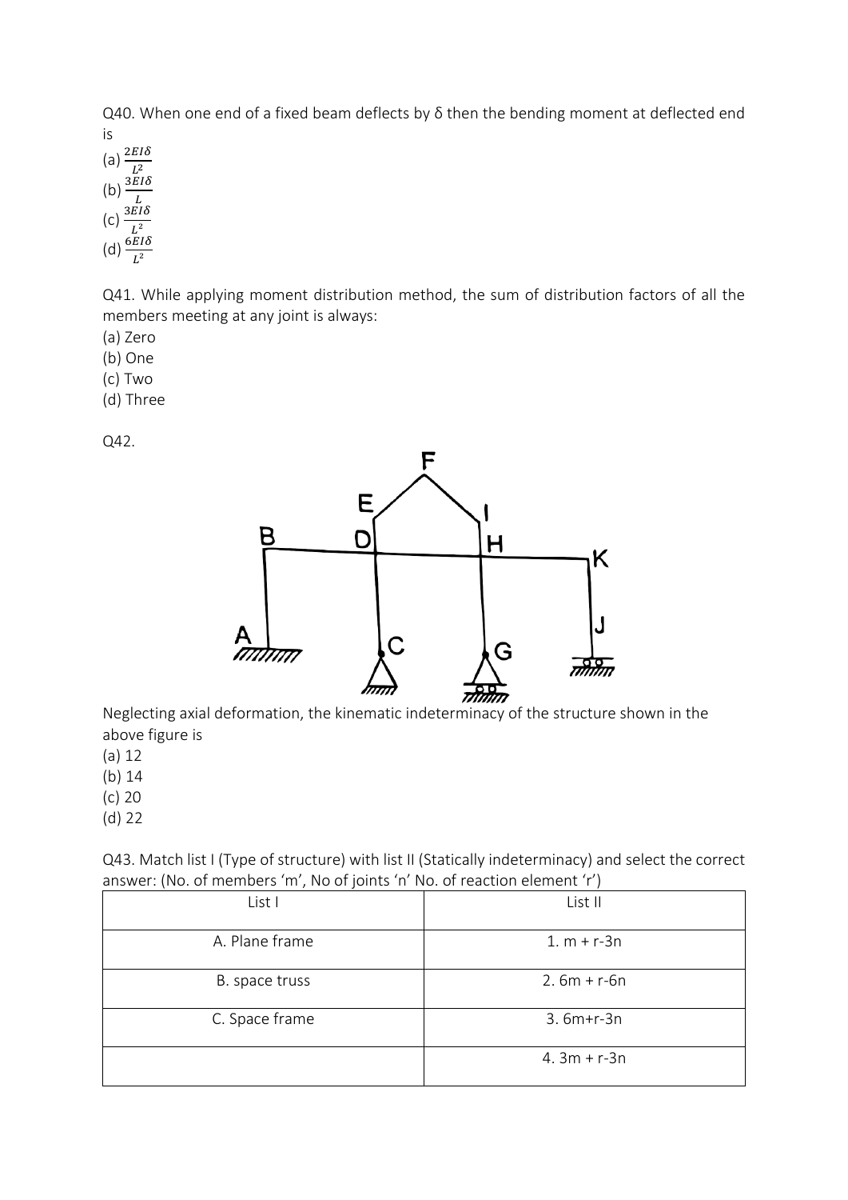Q40. When one end of a fixed beam deflects by δ then the bending moment at deflected end is

(a) $\frac{2EI\delta}{L^2}$

(b) $\frac{3EI\delta}{L}$

(c) $\frac{3EI\delta}{L^2}$

(d) $\frac{6EI\delta}{L^2}$

Q41. While applying moment distribution method, the sum of distribution factors of all the members meeting at any joint is always:

(a) Zero

(b) One

(c) Two

(d) Three

Q42.

Neglecting axial deformation, the kinematic indeterminacy of the structure shown in the above figure is

(a) 12

(b) 14

(c) 20

(d) 22

Q43. Match list I (Type of structure) with list II (Statically indeterminacy) and select the correct answer: (No. of members 'm', No of joints 'n' No. of reaction element 'r')

| List I | List II |
|---|---|
| A. Plane frame | 1. m + r-3n |
| B. space truss | 2. 6m + r-6n |
| C. Space frame | 3. 6m+r-3n |
| | 4. 3m + r-3n |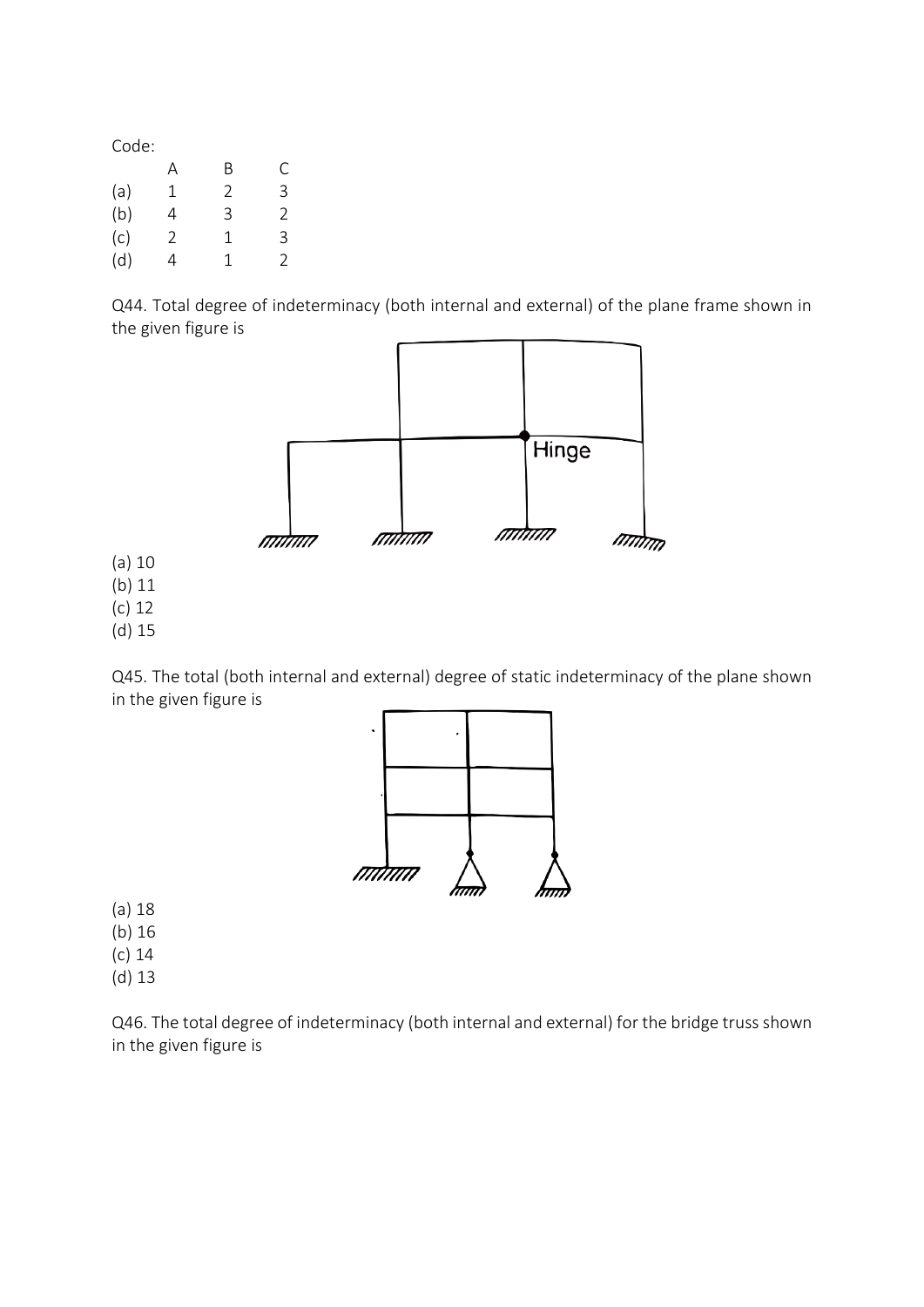Code:

| | A | B | C |
|---|---|---|---|
| (a) | 1 | 2 | 3 |
| (b) | 4 | 3 | 2 |
| (c) | 2 | 1 | 3 |
| (d) | 4 | 1 | 2 |

Q44. Total degree of indeterminacy (both internal and external) of the plane frame shown in the given figure is

(a) 10
(b) 11
(c) 12
(d) 15

Q45. The total (both internal and external) degree of static indeterminacy of the plane shown in the given figure is

(a) 18
(b) 16
(c) 14
(d) 13

Q46. The total degree of indeterminacy (both internal and external) for the bridge truss shown in the given figure is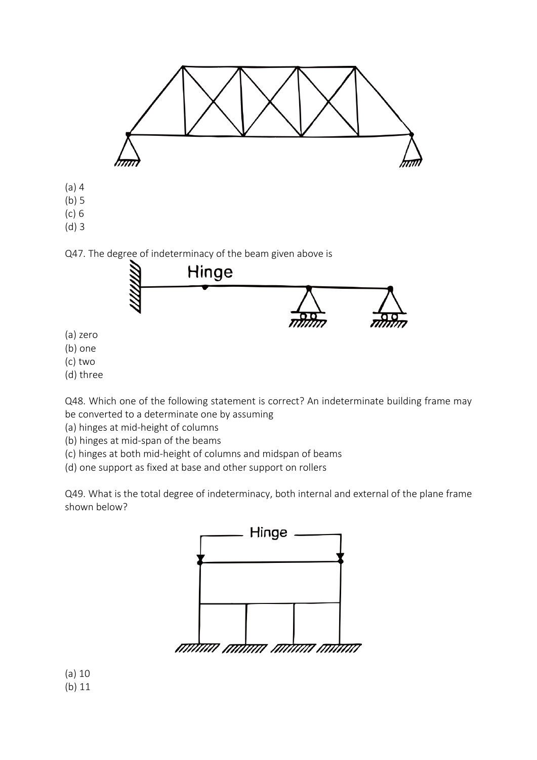(a) 4
(b) 5
(c) 6
(d) 3

Q47. The degree of indeterminacy of the beam given above is

Hinge

(a) zero
(b) one
(c) two
(d) three

Q48. Which one of the following statement is correct? An indeterminate building frame may be converted to a determinate one by assuming
(a) hinges at mid-height of columns
(b) hinges at mid-span of the beams
(c) hinges at both mid-height of columns and midspan of beams
(d) one support as fixed at base and other support on rollers

Q49. What is the total degree of indeterminacy, both internal and external of the plane frame shown below?

Hinge

(a) 10
(b) 11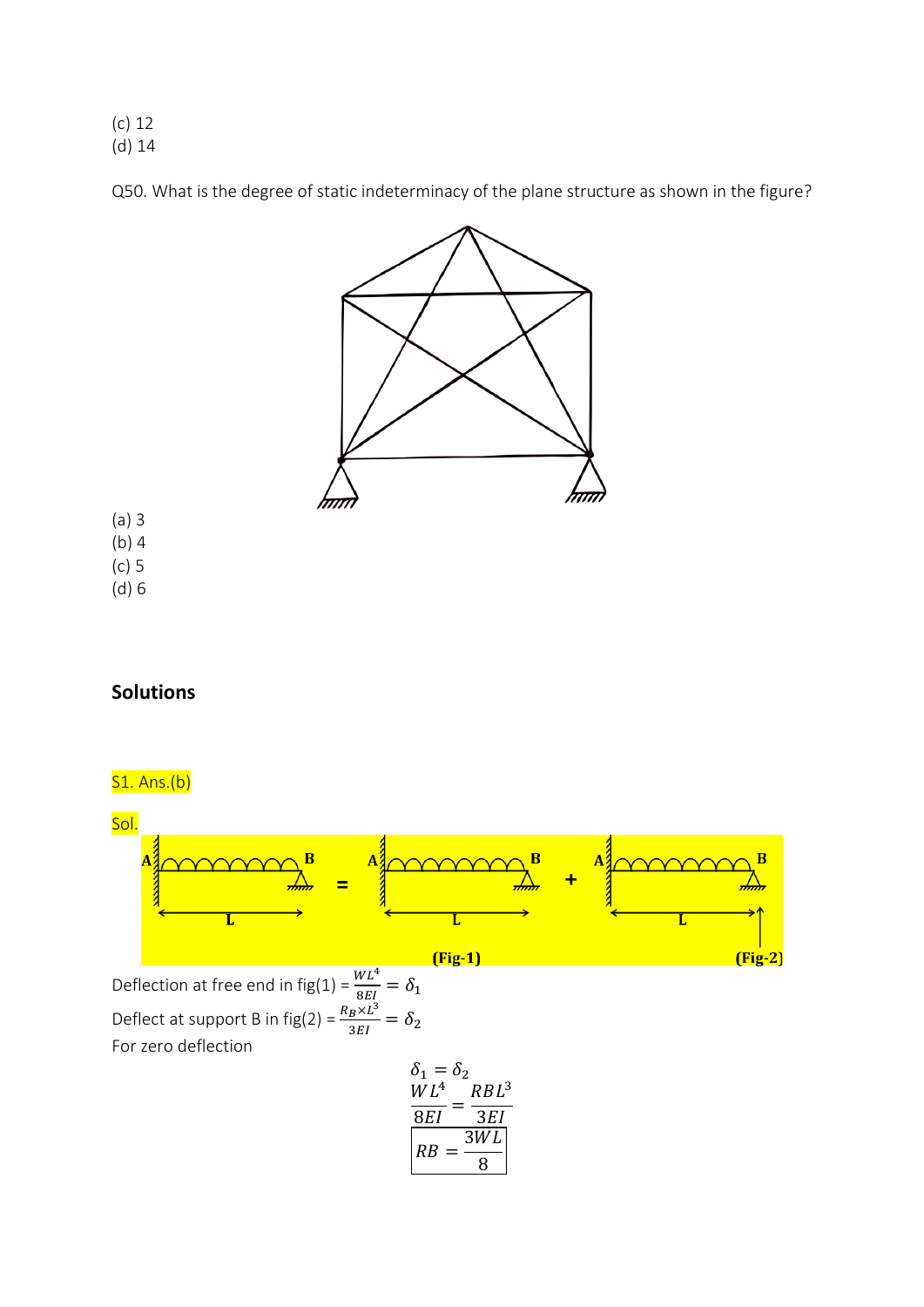(c) 12
(d) 14

Q50. What is the degree of static indeterminacy of the plane structure as shown in the figure?

(a) 3
(b) 4
(c) 5
(d) 6

## Solutions

S1. Ans.(b)

Sol.

Deflection at free end in fig(1) = $\frac{WL^4}{8EI} = \delta_1$

Deflect at support B in fig(2) = $\frac{R_B \times L^3}{3EI} = \delta_2$

For zero deflection

$$\delta_1 = \delta_2$$

$$\frac{WL^4}{8EI} = \frac{RBL^3}{3EI}$$

$$\boxed{RB = \frac{3WL}{8}}$$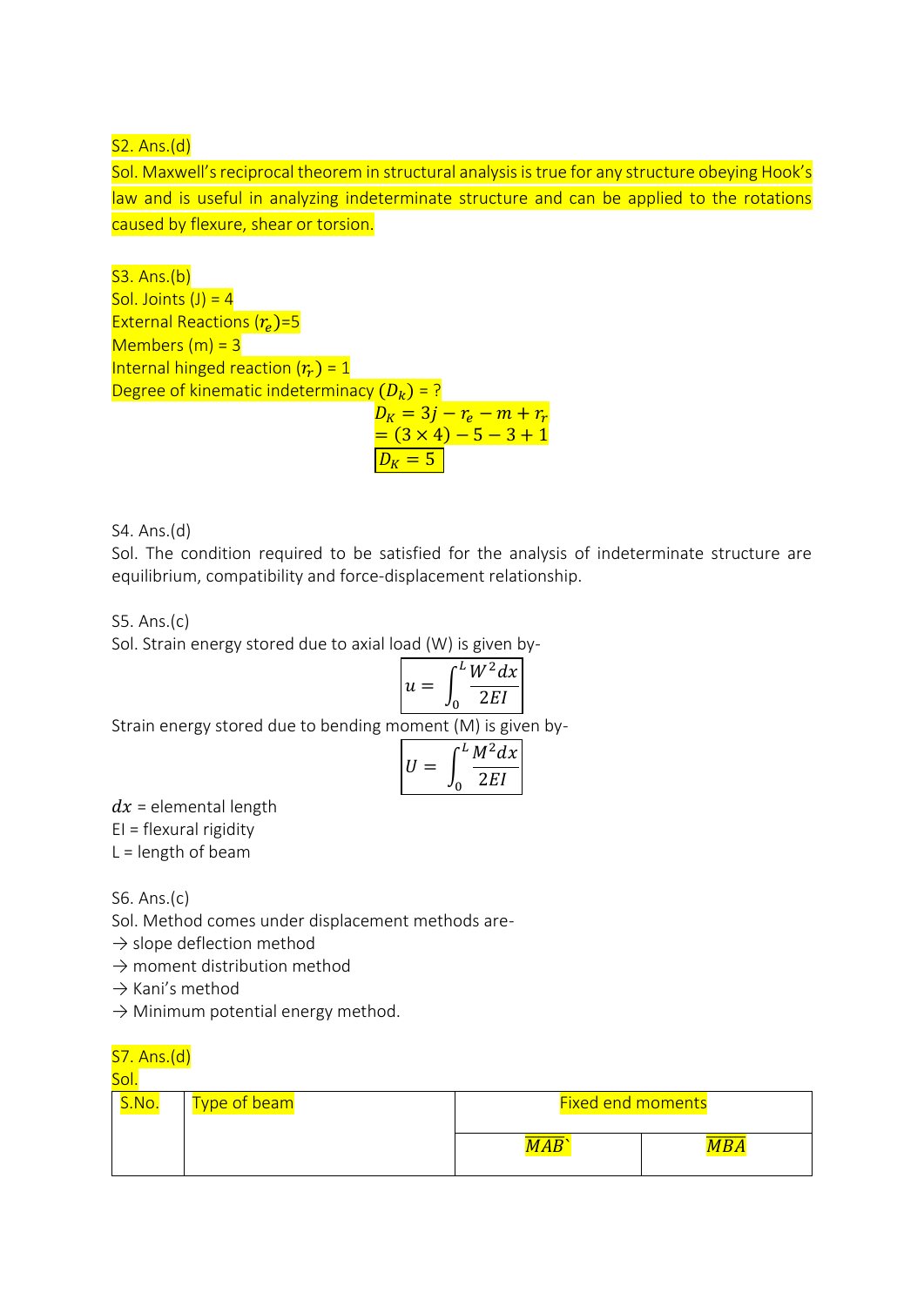S2. Ans.(d)

Sol. Maxwell's reciprocal theorem in structural analysis is true for any structure obeying Hook's law and is useful in analyzing indeterminate structure and can be applied to the rotations caused by flexure, shear or torsion.

S3. Ans.(b)

Sol. Joints (J) = 4

External Reactions ($r_e$)=5

Members (m) = 3

Internal hinged reaction ($r_r$) = 1

Degree of kinematic indeterminacy ($D_k$) = ?

$$D_K = 3j - r_e - m + r_r$$
$$= (3 \times 4) - 5 - 3 + 1$$
$$\boxed{D_K = 5}$$

S4. Ans.(d)

Sol. The condition required to be satisfied for the analysis of indeterminate structure are equilibrium, compatibility and force-displacement relationship.

S5. Ans.(c)

Sol. Strain energy stored due to axial load (W) is given by-

$$\boxed{u = \int_0^L \frac{W^2 dx}{2EI}}$$

Strain energy stored due to bending moment (M) is given by-

$$\boxed{U = \int_0^L \frac{M^2 dx}{2EI}}$$

$dx$ = elemental length

EI = flexural rigidity

L = length of beam

S6. Ans.(c)

Sol. Method comes under displacement methods are-

→ slope deflection method

→ moment distribution method

→ Kani's method

→ Minimum potential energy method.

S7. Ans.(d)

Sol.

| S.No. | Type of beam | Fixed end moments | |
|---|---|---|---|
| | | $MAB$` | $MBA$ |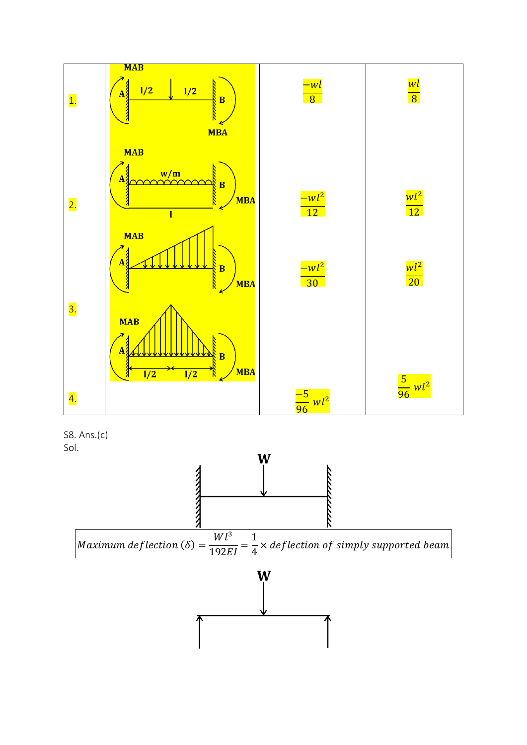| | | | |
|---|---|---|---|
| 1. | | $\frac{-wl}{8}$ | $\frac{wl}{8}$ |
| 2. | | $\frac{-wl^2}{12}$ | $\frac{wl^2}{12}$ |
| 3. | | $\frac{-wl^2}{30}$ | $\frac{wl^2}{20}$ |
| 4. | | $\frac{-5}{96}wl^2$ | $\frac{5}{96}wl^2$ |

S8. Ans.(c)

Sol.

$$Maximum\ deflection\ (\delta) = \frac{Wl^3}{192EI} = \frac{1}{4} \times deflection\ of\ simply\ supported\ beam$$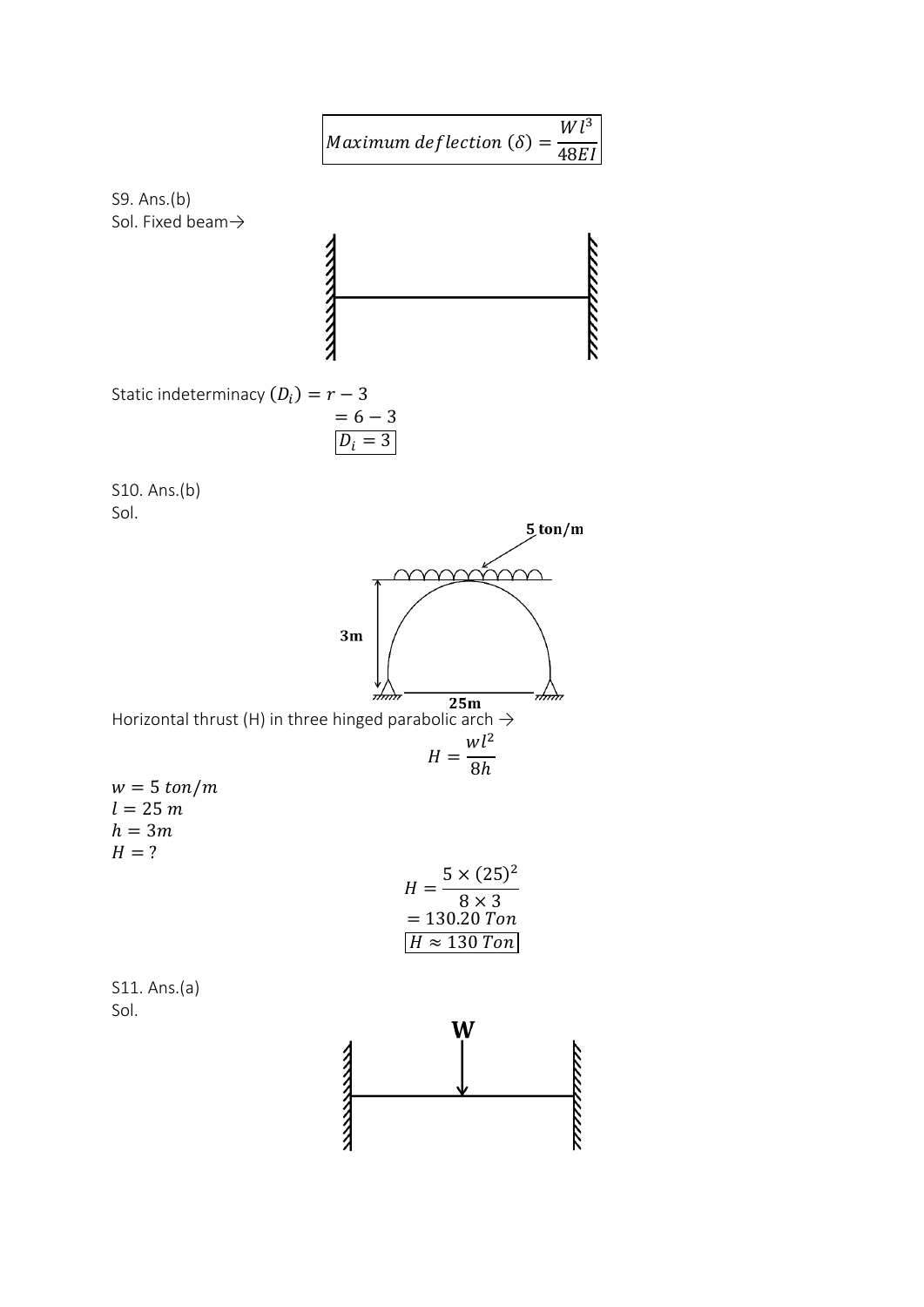$$\boxed{Maximum\ deflection\ (\delta) = \frac{Wl^3}{48EI}}$$

S9. Ans.(b)

Sol. Fixed beam→

Static indeterminacy $(D_i) = r - 3$

$$= 6 - 3$$

$$\boxed{D_i = 3}$$

S10. Ans.(b)

Sol.

Horizontal thrust (H) in three hinged parabolic arch →

$$H = \frac{wl^2}{8h}$$

$w = 5\ ton/m$

$l = 25\ m$

$h = 3m$

$H = ?$

$$H = \frac{5 \times (25)^2}{8 \times 3}$$

$$= 130.20\ Ton$$

$$\boxed{H \approx 130\ Ton}$$

S11. Ans.(a)

Sol.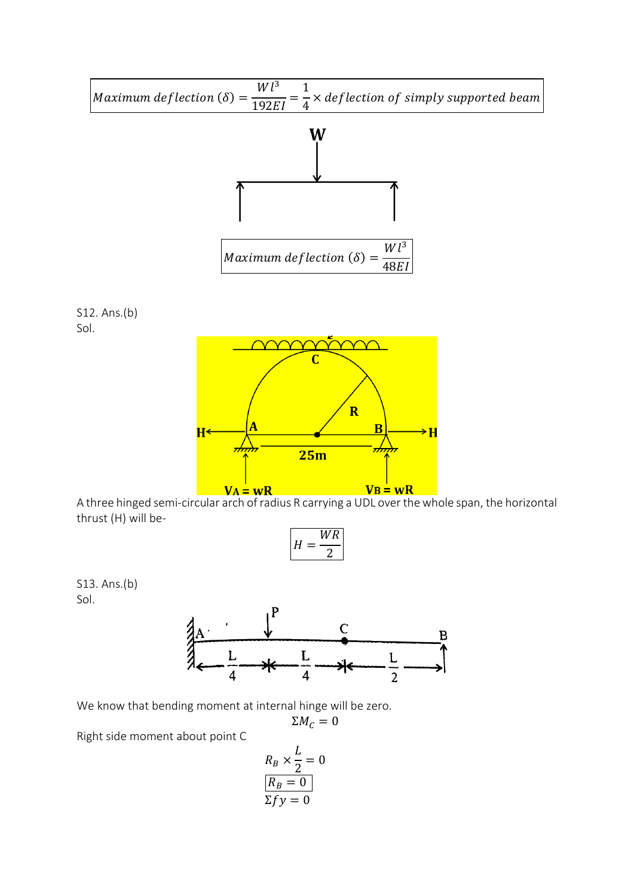$$\boxed{Maximum\ deflection\ (\delta) = \frac{Wl^3}{192EI} = \frac{1}{4} \times deflection\ of\ simply\ supported\ beam}$$

$$\boxed{Maximum\ deflection\ (\delta) = \frac{Wl^3}{48EI}}$$

S12. Ans.(b)

Sol.

A three hinged semi-circular arch of radius R carrying a UDL over the whole span, the horizontal thrust (H) will be-

$$\boxed{H = \frac{WR}{2}}$$

S13. Ans.(b)

Sol.

We know that bending moment at internal hinge will be zero.

$$\Sigma M_C = 0$$

Right side moment about point C

$$R_B \times \frac{L}{2} = 0$$

$$\boxed{R_B = 0}$$

$$\Sigma fy = 0$$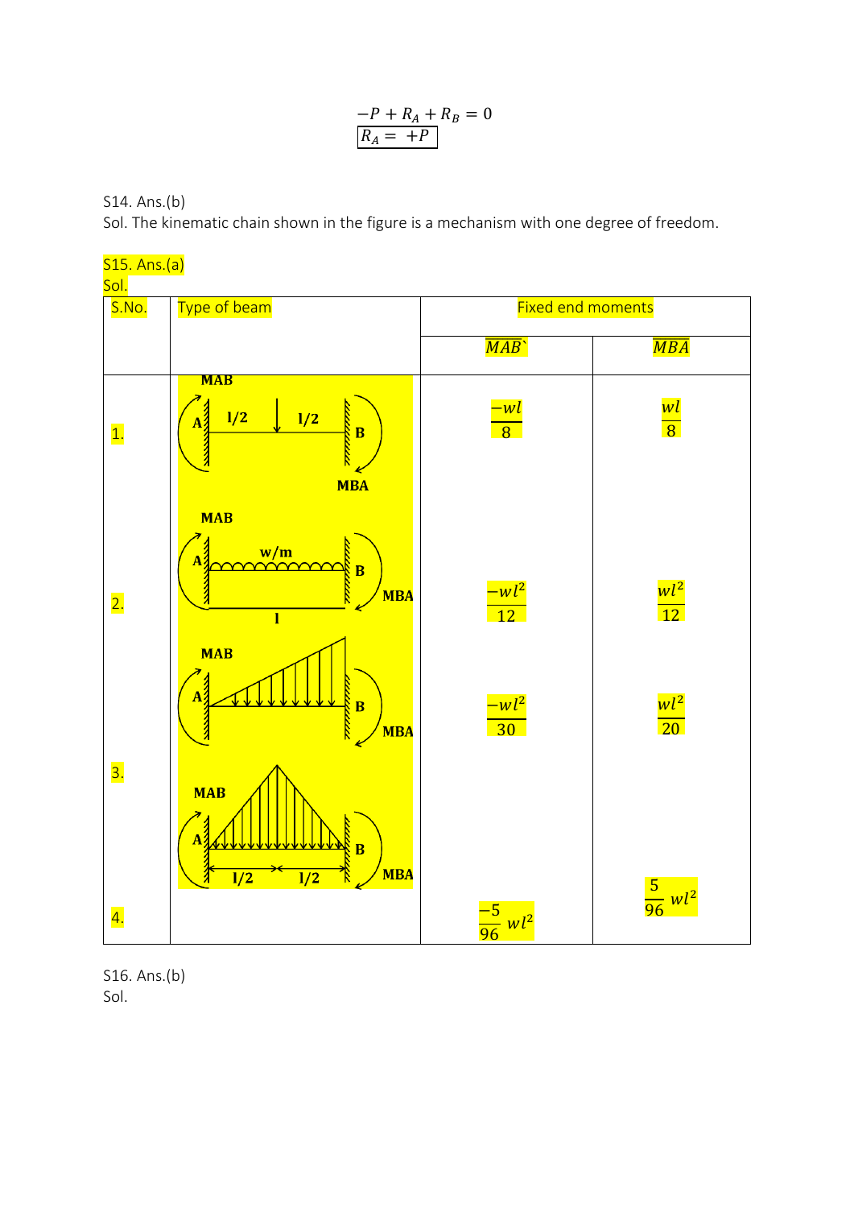$$-P + R_A + R_B = 0$$

$$\boxed{R_A = +P}$$

S14. Ans.(b)

Sol. The kinematic chain shown in the figure is a mechanism with one degree of freedom.

S15. Ans.(a)

Sol.

| S.No. | Type of beam | Fixed end moments | |
|---|---|---|---|
| | | $\overline{MAB}$` | $\overline{MBA}$ |
| 1. | | $\frac{-wl}{8}$ | $\frac{wl}{8}$ |
| 2. | | $\frac{-wl^2}{12}$ | $\frac{wl^2}{12}$ |
| 3. | | $\frac{-wl^2}{30}$ | $\frac{wl^2}{20}$ |
| 4. | | $\frac{-5}{96}wl^2$ | $\frac{5}{96}wl^2$ |

S16. Ans.(b)

Sol.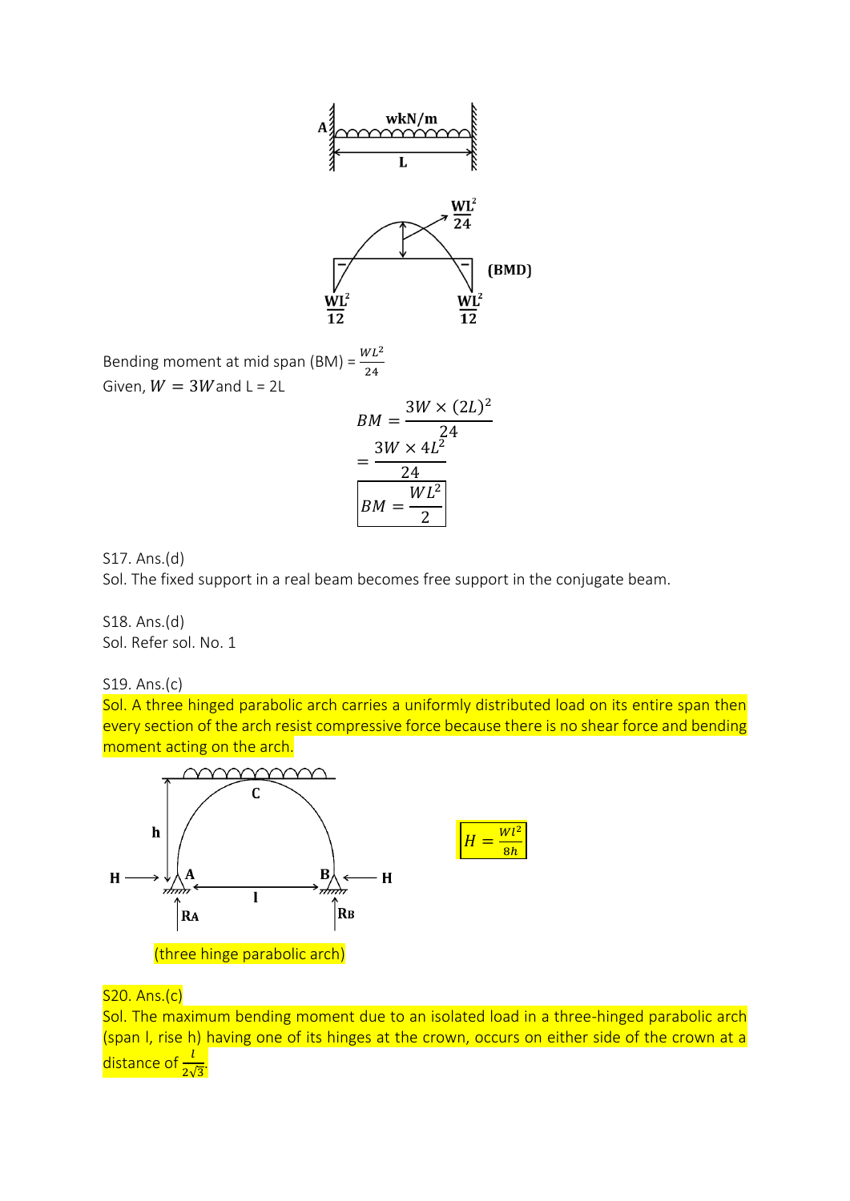Bending moment at mid span (BM) = $\frac{WL^2}{24}$

Given, $W = 3W$ and L = 2L

$$BM = \frac{3W \times (2L)^2}{24}$$

$$= \frac{3W \times 4L^2}{24}$$

$$\boxed{BM = \frac{WL^2}{2}}$$

S17. Ans.(d)

Sol. The fixed support in a real beam becomes free support in the conjugate beam.

S18. Ans.(d)

Sol. Refer sol. No. 1

S19. Ans.(c)

Sol. A three hinged parabolic arch carries a uniformly distributed load on its entire span then every section of the arch resist compressive force because there is no shear force and bending moment acting on the arch.

$$\boxed{H = \frac{Wl^2}{8h}}$$

(three hinge parabolic arch)

S20. Ans.(c)

Sol. The maximum bending moment due to an isolated load in a three-hinged parabolic arch (span l, rise h) having one of its hinges at the crown, occurs on either side of the crown at a distance of $\frac{l}{2\sqrt{3}}$.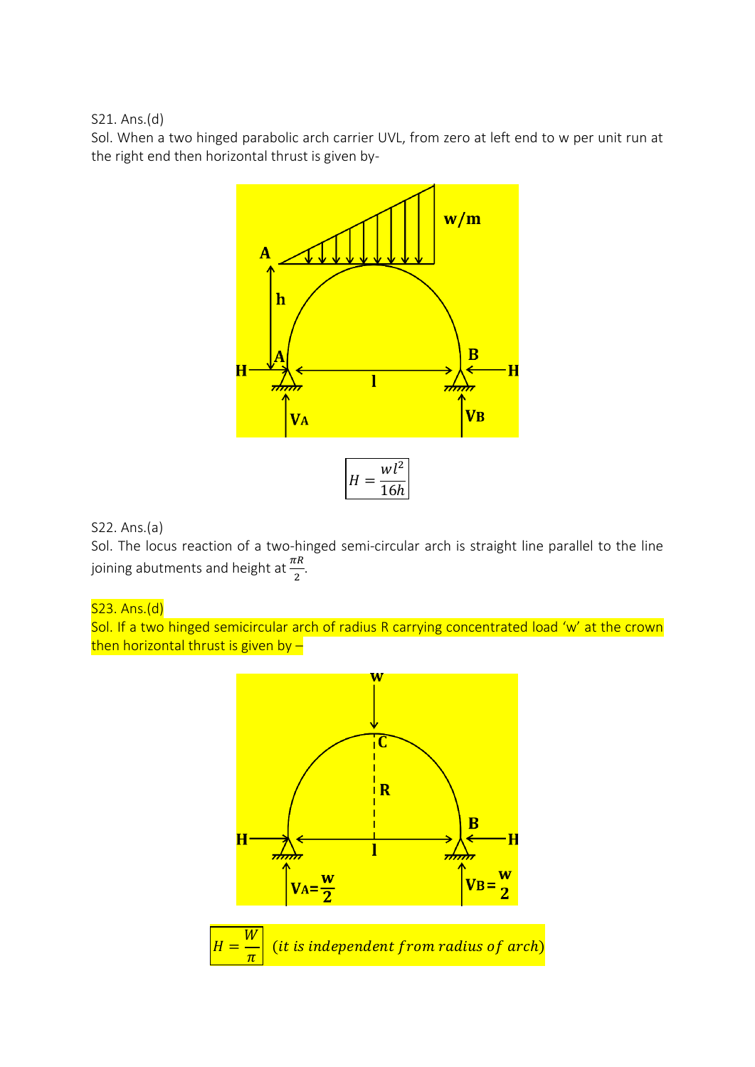S21. Ans.(d)

Sol. When a two hinged parabolic arch carrier UVL, from zero at left end to w per unit run at the right end then horizontal thrust is given by-

$$H = \frac{wl^2}{16h}$$

S22. Ans.(a)

Sol. The locus reaction of a two-hinged semi-circular arch is straight line parallel to the line joining abutments and height at $\frac{\pi R}{2}$.

S23. Ans.(d)

Sol. If a two hinged semicircular arch of radius R carrying concentrated load 'w' at the crown then horizontal thrust is given by –

$$H = \frac{W}{\pi} \quad (\textit{it is independent from radius of arch})$$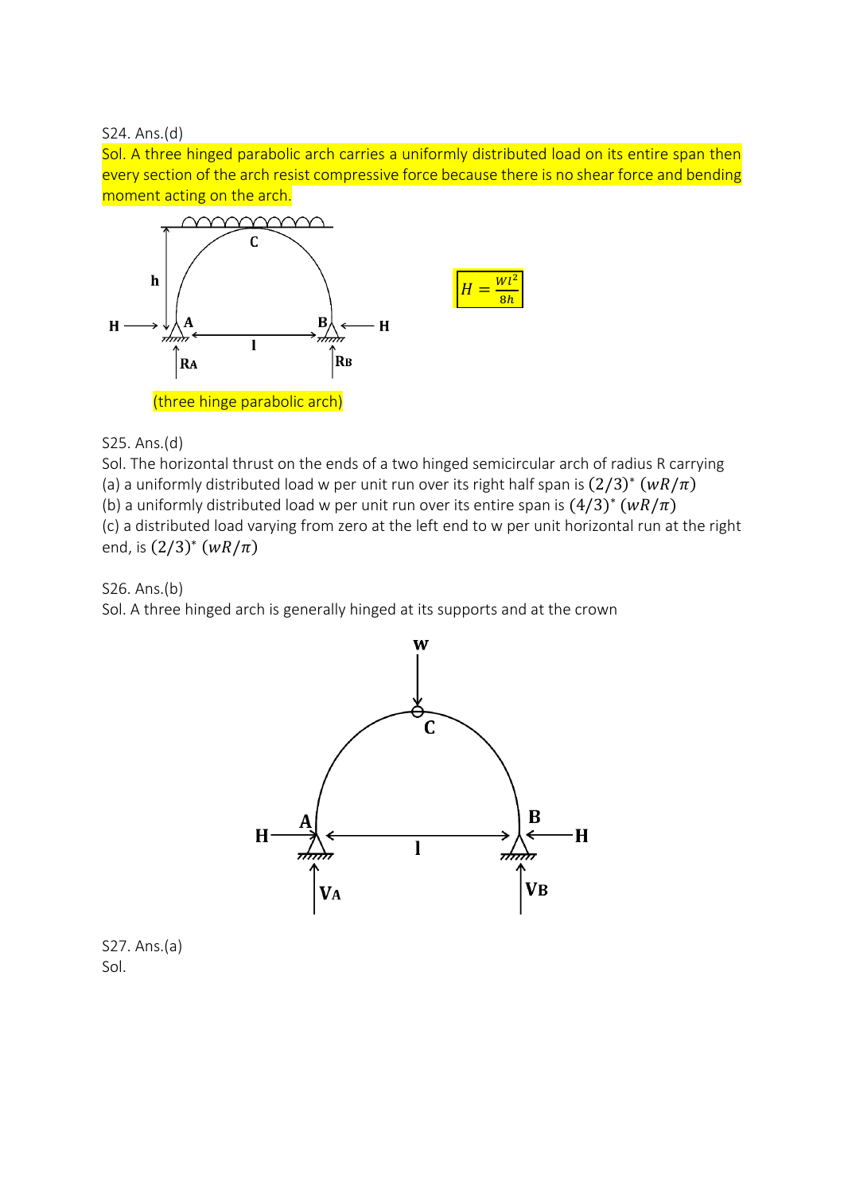S24. Ans.(d)

Sol. A three hinged parabolic arch carries a uniformly distributed load on its entire span then every section of the arch resist compressive force because there is no shear force and bending moment acting on the arch.

$$H = \frac{wl^2}{8h}$$

(three hinge parabolic arch)

S25. Ans.(d)

Sol. The horizontal thrust on the ends of a two hinged semicircular arch of radius R carrying

(a) a uniformly distributed load w per unit run over its right half span is $(2/3)^* \, (wR/\pi)$

(b) a uniformly distributed load w per unit run over its entire span is $(4/3)^* \, (wR/\pi)$

(c) a distributed load varying from zero at the left end to w per unit horizontal run at the right end, is $(2/3)^* \, (wR/\pi)$

S26. Ans.(b)

Sol. A three hinged arch is generally hinged at its supports and at the crown

S27. Ans.(a)

Sol.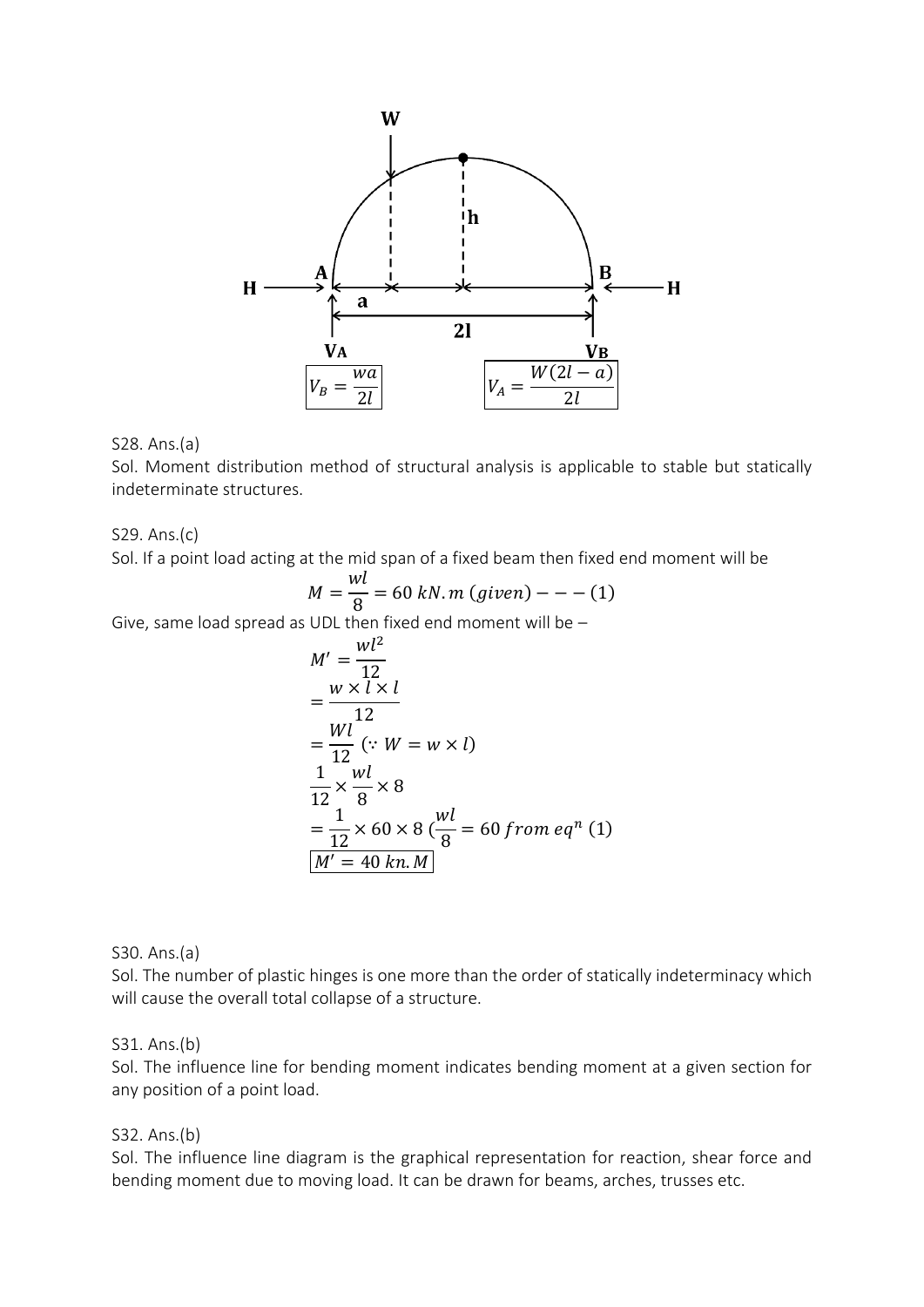$$V_B = \frac{wa}{2l}$$

$$V_A = \frac{W(2l - a)}{2l}$$

S28. Ans.(a)

Sol. Moment distribution method of structural analysis is applicable to stable but statically indeterminate structures.

S29. Ans.(c)

Sol. If a point load acting at the mid span of a fixed beam then fixed end moment will be

$$M = \frac{wl}{8} = 60\ kN.m\ (given) - - - (1)$$

Give, same load spread as UDL then fixed end moment will be –

$$M' = \frac{wl^2}{12}$$

$$= \frac{w \times l \times l}{12}$$

$$= \frac{Wl}{12}\ (\because W = w \times l)$$

$$\frac{1}{12} \times \frac{wl}{8} \times 8$$

$$= \frac{1}{12} \times 60 \times 8\ (\frac{wl}{8} = 60\ from\ eq^n\ (1)$$

$$\boxed{M' = 40\ kn.M}$$

S30. Ans.(a)

Sol. The number of plastic hinges is one more than the order of statically indeterminacy which will cause the overall total collapse of a structure.

S31. Ans.(b)

Sol. The influence line for bending moment indicates bending moment at a given section for any position of a point load.

S32. Ans.(b)

Sol. The influence line diagram is the graphical representation for reaction, shear force and bending moment due to moving load. It can be drawn for beams, arches, trusses etc.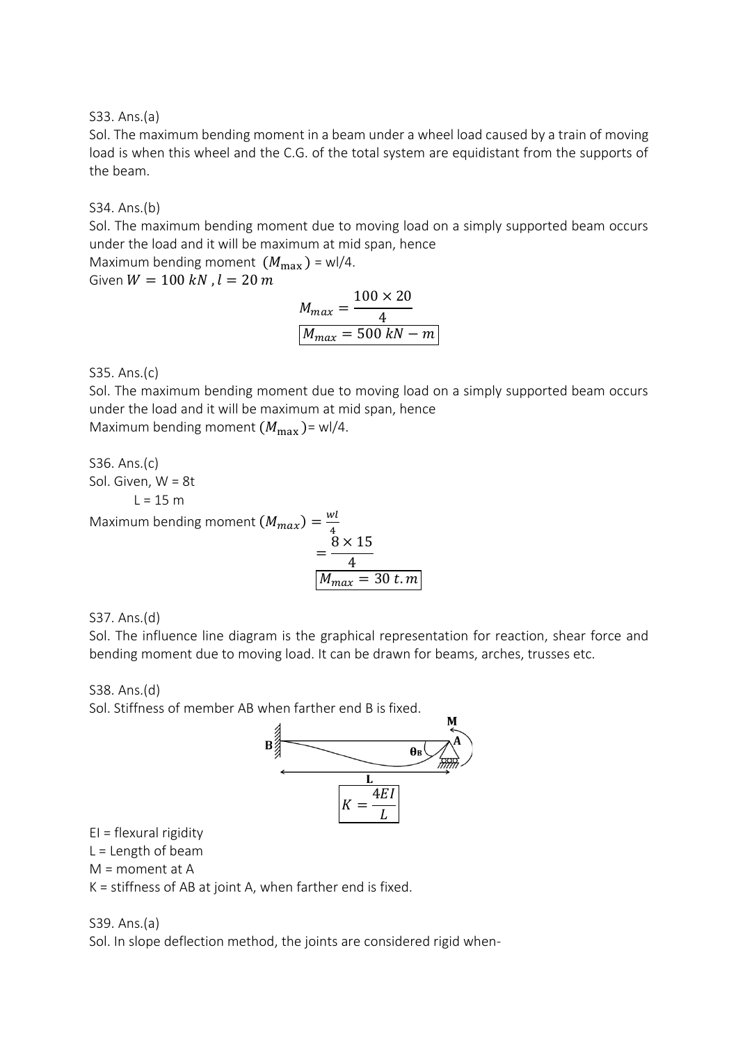S33. Ans.(a)

Sol. The maximum bending moment in a beam under a wheel load caused by a train of moving load is when this wheel and the C.G. of the total system are equidistant from the supports of the beam.

S34. Ans.(b)

Sol. The maximum bending moment due to moving load on a simply supported beam occurs under the load and it will be maximum at mid span, hence

Maximum bending moment $(M_{\max})$ = wl/4.

Given $W = 100\ kN$ , $l = 20\ m$

$$M_{max} = \frac{100 \times 20}{4}$$

$$\boxed{M_{max} = 500\ kN - m}$$

S35. Ans.(c)

Sol. The maximum bending moment due to moving load on a simply supported beam occurs under the load and it will be maximum at mid span, hence

Maximum bending moment $(M_{\max})$= wl/4.

S36. Ans.(c)

Sol. Given, W = 8t

L = 15 m

Maximum bending moment $(M_{max}) = \frac{wl}{4}$

$$= \frac{8 \times 15}{4}$$

$$\boxed{M_{max} = 30\ t.m}$$

S37. Ans.(d)

Sol. The influence line diagram is the graphical representation for reaction, shear force and bending moment due to moving load. It can be drawn for beams, arches, trusses etc.

S38. Ans.(d)

Sol. Stiffness of member AB when farther end B is fixed.

$$\boxed{K = \frac{4EI}{L}}$$

EI = flexural rigidity

L = Length of beam

M = moment at A

K = stiffness of AB at joint A, when farther end is fixed.

S39. Ans.(a)

Sol. In slope deflection method, the joints are considered rigid when-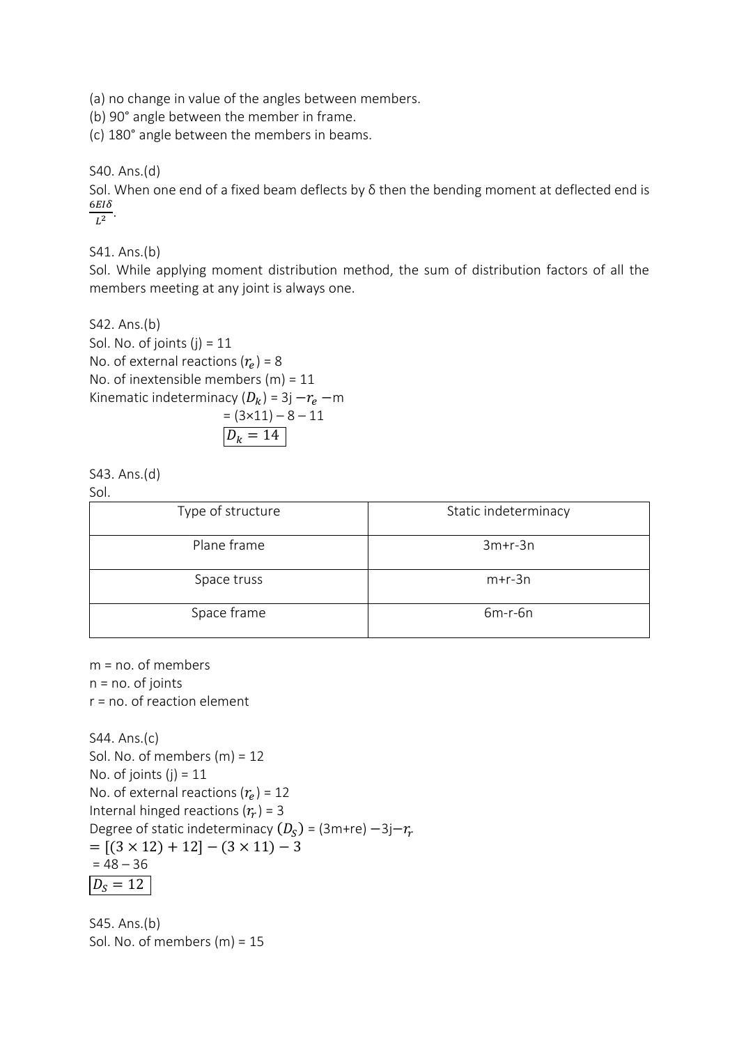(a) no change in value of the angles between members.
(b) 90° angle between the member in frame.
(c) 180° angle between the members in beams.

S40. Ans.(d)
Sol. When one end of a fixed beam deflects by δ then the bending moment at deflected end is $\frac{6EI\delta}{L^2}$.

S41. Ans.(b)
Sol. While applying moment distribution method, the sum of distribution factors of all the members meeting at any joint is always one.

S42. Ans.(b)
Sol. No. of joints (j) = 11
No. of external reactions ($r_e$) = 8
No. of inextensible members (m) = 11
Kinematic indeterminacy ($D_k$) = 3j $-r_e$ $-$m
= (3×11) – 8 – 11

$$\boxed{D_k = 14}$$

S43. Ans.(d)
Sol.

| Type of structure | Static indeterminacy |
|---|---|
| Plane frame | 3m+r-3n |
| Space truss | m+r-3n |
| Space frame | 6m-r-6n |

m = no. of members
n = no. of joints
r = no. of reaction element

S44. Ans.(c)
Sol. No. of members (m) = 12
No. of joints (j) = 11
No. of external reactions ($r_e$) = 12
Internal hinged reactions ($r_r$) = 3
Degree of static indeterminacy ($D_S$) = (3m+re) $-$3j$-r_r$
$= [(3 \times 12) + 12] - (3 \times 11) - 3$
= 48 – 36

$$\boxed{D_S = 12}$$

S45. Ans.(b)
Sol. No. of members (m) = 15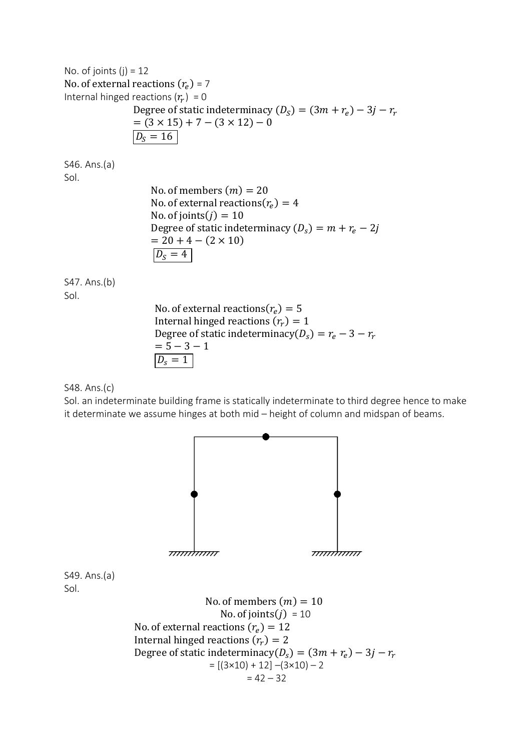No. of joints (j) = 12

No. of external reactions $(r_e)$ = 7

Internal hinged reactions $(r_r)$ = 0

Degree of static indeterminacy $(D_S) = (3m + r_e) - 3j - r_r$

$= (3 \times 15) + 7 - (3 \times 12) - 0$

$\boxed{D_S = 16}$

S46. Ans.(a)

Sol.

No. of members $(m) = 20$

No. of external reactions$(r_e) = 4$

No. of joints$(j) = 10$

Degree of static indeterminacy $(D_s) = m + r_e - 2j$

$= 20 + 4 - (2 \times 10)$

$\boxed{D_S = 4}$

S47. Ans.(b)

Sol.

No. of external reactions$(r_e) = 5$

Internal hinged reactions $(r_r) = 1$

Degree of static indeterminacy$(D_s) = r_e - 3 - r_r$

$= 5 - 3 - 1$

$\boxed{D_s = 1}$

S48. Ans.(c)

Sol. an indeterminate building frame is statically indeterminate to third degree hence to make it determinate we assume hinges at both mid – height of column and midspan of beams.

S49. Ans.(a)

Sol.

No. of members $(m) = 10$

No. of joints$(j)$ = 10

No. of external reactions $(r_e) = 12$

Internal hinged reactions $(r_r) = 2$

Degree of static indeterminacy$(D_s) = (3m + r_e) - 3j - r_r$

= [(3×10) + 12] –(3×10) – 2

= 42 – 32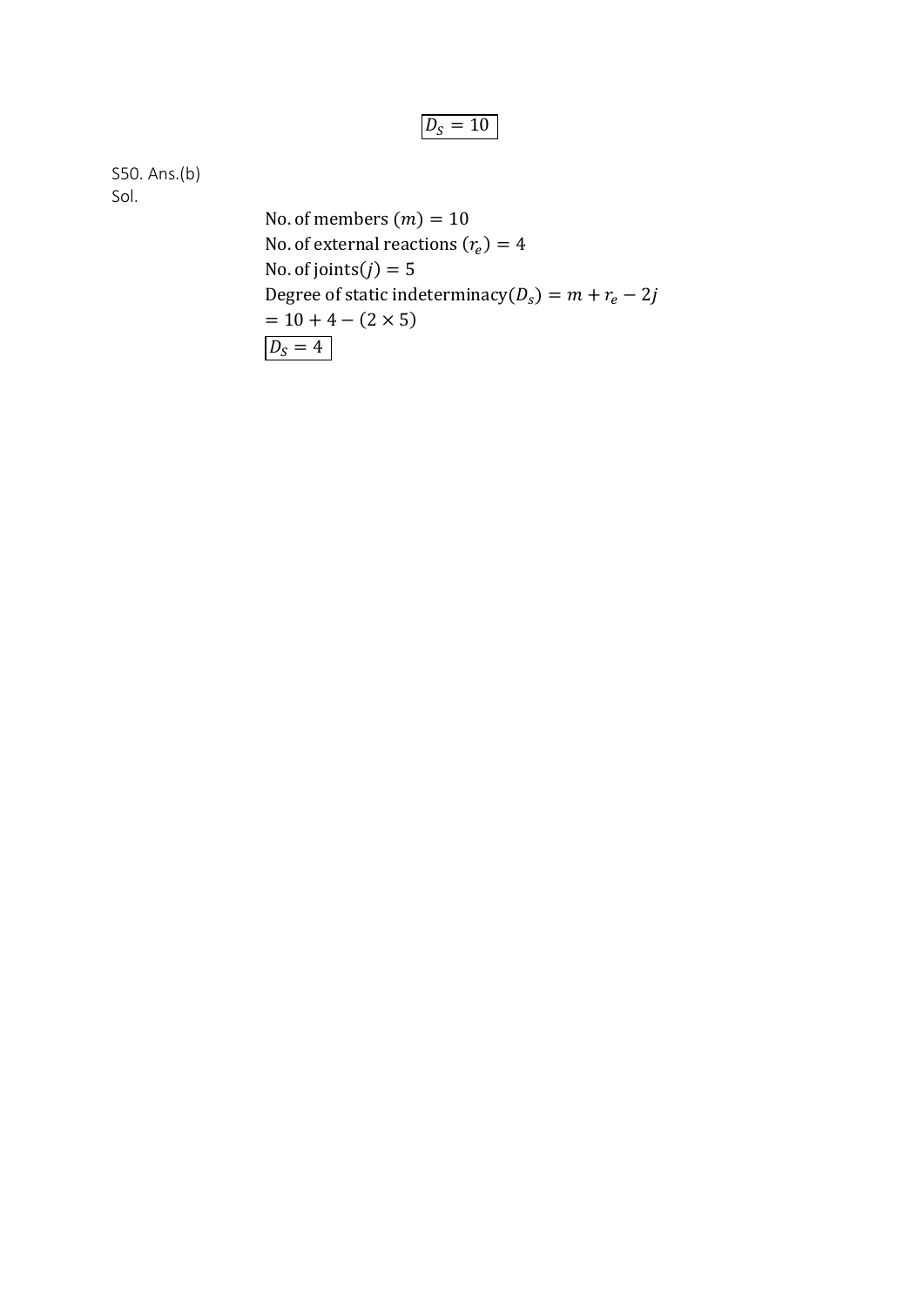$$\boxed{D_S = 10}$$

S50. Ans.(b)

Sol.

No. of members $(m) = 10$

No. of external reactions $(r_e) = 4$

No. of joints$(j) = 5$

Degree of static indeterminacy$(D_s) = m + r_e - 2j$

$= 10 + 4 - (2 \times 5)$

$\boxed{D_S = 4}$